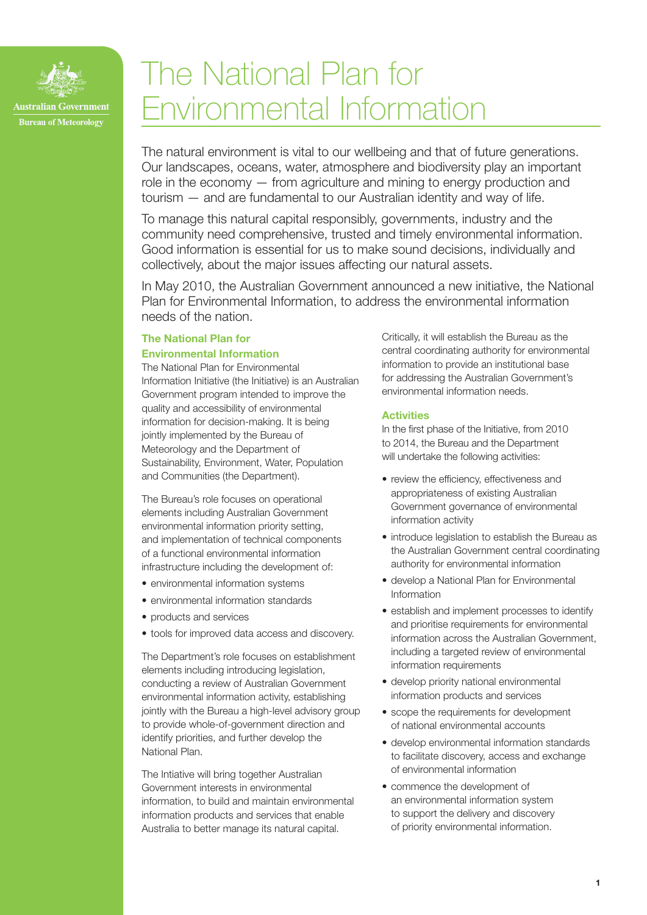Australian Government

Bureau of Meteorology

# The National Plan for Environmental Information

The natural environment is vital to our wellbeing and that of future generations. Our landscapes, oceans, water, atmosphere and biodiversity play an important role in the economy — from agriculture and mining to energy production and tourism — and are fundamental to our Australian identity and way of life.

To manage this natural capital responsibly, governments, industry and the community need comprehensive, trusted and timely environmental information. Good information is essential for us to make sound decisions, individually and collectively, about the major issues affecting our natural assets.

In May 2010, the Australian Government announced a new initiative, the National Plan for Environmental Information, to address the environmental information needs of the nation.

## The National Plan for Environmental Information

The National Plan for Environmental Information Initiative (the Initiative) is an Australian Government program intended to improve the quality and accessibility of environmental information for decision-making. It is being jointly implemented by the Bureau of Meteorology and the Department of Sustainability, Environment, Water, Population and Communities (the Department).

The Bureau's role focuses on operational elements including Australian Government environmental information priority setting, and implementation of technical components of a functional environmental information infrastructure including the development of:

- environmental information systems
- environmental information standards
- products and services
- tools for improved data access and discovery.

The Department's role focuses on establishment elements including introducing legislation, conducting a review of Australian Government environmental information activity, establishing jointly with the Bureau a high-level advisory group to provide whole-of-government direction and identify priorities, and further develop the National Plan.

The Intiative will bring together Australian Government interests in environmental information, to build and maintain environmental information products and services that enable Australia to better manage its natural capital.

Critically, it will establish the Bureau as the central coordinating authority for environmental information to provide an institutional base for addressing the Australian Government's environmental information needs.

## Activities

In the first phase of the Initiative, from 2010 to 2014, the Bureau and the Department will undertake the following activities:

- review the efficiency, effectiveness and appropriateness of existing Australian Government governance of environmental information activity
- introduce legislation to establish the Bureau as the Australian Government central coordinating authority for environmental information
- develop a National Plan for Environmental Information
- establish and implement processes to identify and prioritise requirements for environmental information across the Australian Government, including a targeted review of environmental information requirements
- develop priority national environmental information products and services
- scope the requirements for development of national environmental accounts
- develop environmental information standards to facilitate discovery, access and exchange of environmental information
- commence the development of an environmental information system to support the delivery and discovery of priority environmental information.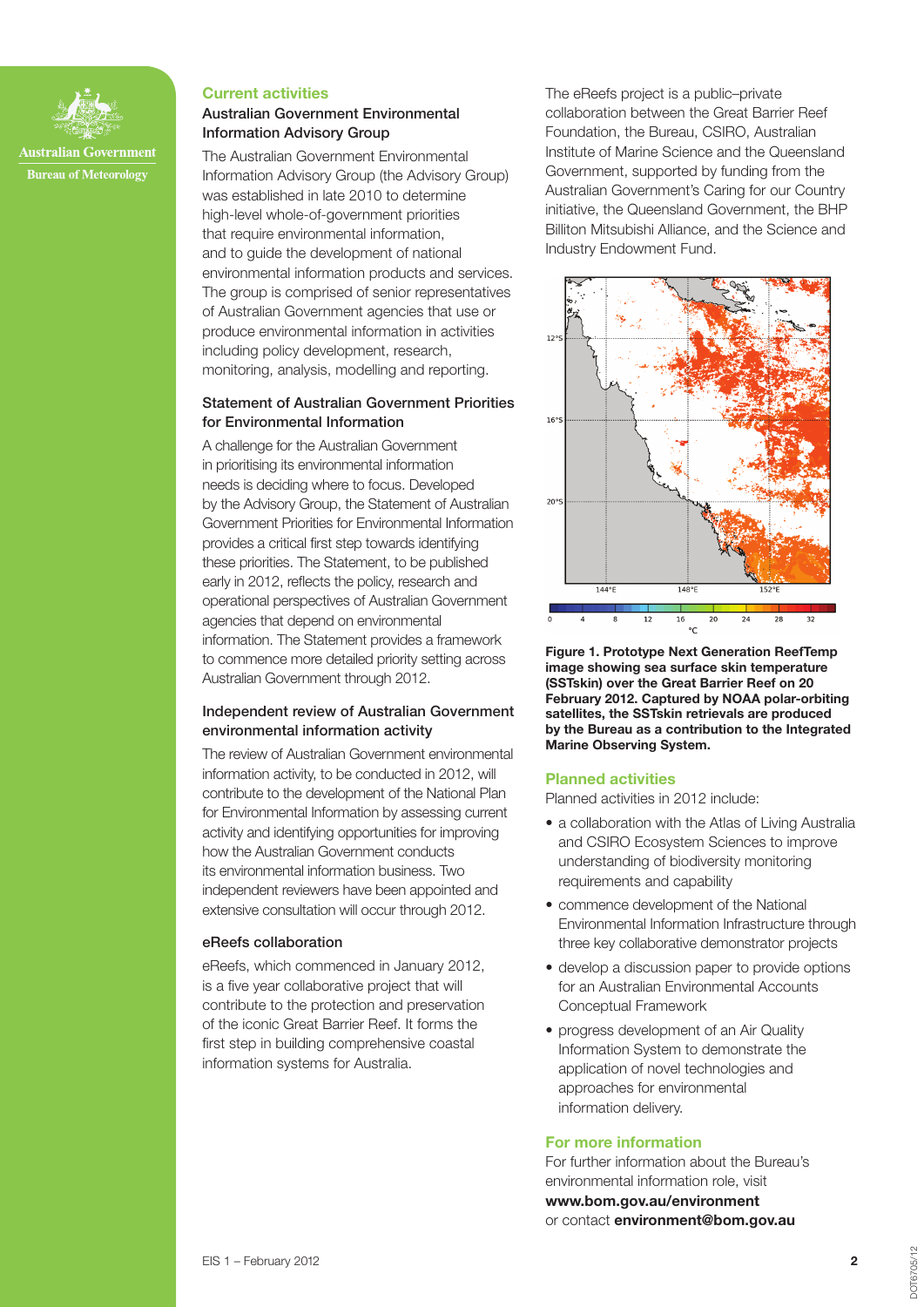## Current activities

### Australian Government Environmental Information Advisory Group

The Australian Government Environmental Information Advisory Group (the Advisory Group) was established in late 2010 to determine high-level whole-of-government priorities that require environmental information, and to guide the development of national environmental information products and services. The group is comprised of senior representatives of Australian Government agencies that use or produce environmental information in activities including policy development, research, monitoring, analysis, modelling and reporting.

### Statement of Australian Government Priorities for Environmental Information

A challenge for the Australian Government in prioritising its environmental information needs is deciding where to focus. Developed by the Advisory Group, the Statement of Australian Government Priorities for Environmental Information provides a critical first step towards identifying these priorities. The Statement, to be published early in 2012, reflects the policy, research and operational perspectives of Australian Government agencies that depend on environmental information. The Statement provides a framework to commence more detailed priority setting across Australian Government through 2012.

### Independent review of Australian Government environmental information activity

The review of Australian Government environmental information activity, to be conducted in 2012, will contribute to the development of the National Plan for Environmental Information by assessing current activity and identifying opportunities for improving how the Australian Government conducts its environmental information business. Two independent reviewers have been appointed and extensive consultation will occur through 2012.

### eReefs collaboration

eReefs, which commenced in January 2012, is a five year collaborative project that will contribute to the protection and preservation of the iconic Great Barrier Reef. It forms the first step in building comprehensive coastal information systems for Australia.

The eReefs project is a public–private collaboration between the Great Barrier Reef Foundation, the Bureau, CSIRO, Australian Institute of Marine Science and the Queensland Government, supported by funding from the Australian Government's Caring for our Country initiative, the Queensland Government, the BHP Billiton Mitsubishi Alliance, and the Science and Industry Endowment Fund.

12°S
16°S
20°S
144°E
148°E
152°E
0 4 8 12 16 20 24 28 32
°C

**Figure 1. Prototype Next Generation ReefTemp image showing sea surface skin temperature (SSTskin) over the Great Barrier Reef on 20 February 2012. Captured by NOAA polar-orbiting satellites, the SSTskin retrievals are produced by the Bureau as a contribution to the Integrated Marine Observing System.**

## Planned activities

Planned activities in 2012 include:

- a collaboration with the Atlas of Living Australia and CSIRO Ecosystem Sciences to improve understanding of biodiversity monitoring requirements and capability
- commence development of the National Environmental Information Infrastructure through three key collaborative demonstrator projects
- develop a discussion paper to provide options for an Australian Environmental Accounts Conceptual Framework
- progress development of an Air Quality Information System to demonstrate the application of novel technologies and approaches for environmental information delivery.

## For more information

For further information about the Bureau's environmental information role, visit **www.bom.gov.au/environment** or contact **environment@bom.gov.au**